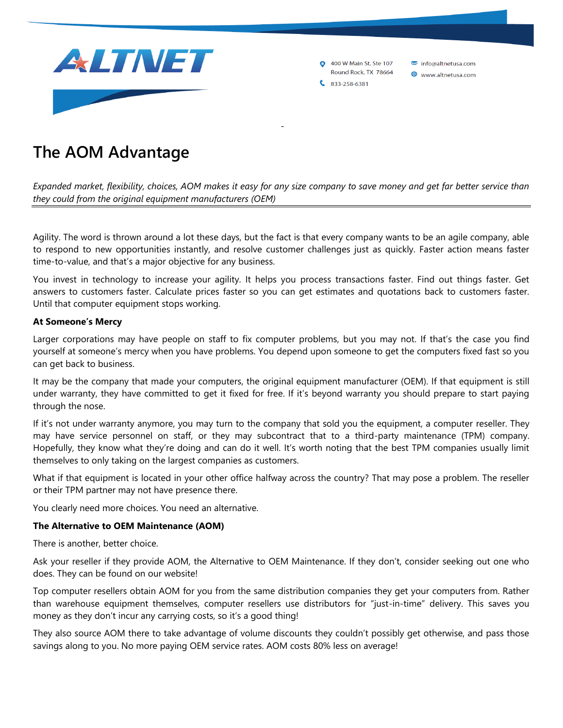ALTNET

400 W Main St, Ste 107
Round Rock, TX 78664
833-258-6381
info@altnetusa.com
www.altnetusa.com

# The AOM Advantage

*Expanded market, flexibility, choices, AOM makes it easy for any size company to save money and get far better service than they could from the original equipment manufacturers (OEM)*

---

Agility. The word is thrown around a lot these days, but the fact is that every company wants to be an agile company, able to respond to new opportunities instantly, and resolve customer challenges just as quickly. Faster action means faster time-to-value, and that's a major objective for any business.

You invest in technology to increase your agility. It helps you process transactions faster. Find out things faster. Get answers to customers faster. Calculate prices faster so you can get estimates and quotations back to customers faster. Until that computer equipment stops working.

**At Someone's Mercy**

Larger corporations may have people on staff to fix computer problems, but you may not. If that's the case you find yourself at someone's mercy when you have problems. You depend upon someone to get the computers fixed fast so you can get back to business.

It may be the company that made your computers, the original equipment manufacturer (OEM). If that equipment is still under warranty, they have committed to get it fixed for free. If it's beyond warranty you should prepare to start paying through the nose.

If it's not under warranty anymore, you may turn to the company that sold you the equipment, a computer reseller. They may have service personnel on staff, or they may subcontract that to a third-party maintenance (TPM) company. Hopefully, they know what they're doing and can do it well. It's worth noting that the best TPM companies usually limit themselves to only taking on the largest companies as customers.

What if that equipment is located in your other office halfway across the country? That may pose a problem. The reseller or their TPM partner may not have presence there.

You clearly need more choices. You need an alternative.

**The Alternative to OEM Maintenance (AOM)**

There is another, better choice.

Ask your reseller if they provide AOM, the Alternative to OEM Maintenance. If they don't, consider seeking out one who does. They can be found on our website!

Top computer resellers obtain AOM for you from the same distribution companies they get your computers from. Rather than warehouse equipment themselves, computer resellers use distributors for "just-in-time" delivery. This saves you money as they don't incur any carrying costs, so it's a good thing!

They also source AOM there to take advantage of volume discounts they couldn't possibly get otherwise, and pass those savings along to you. No more paying OEM service rates. AOM costs 80% less on average!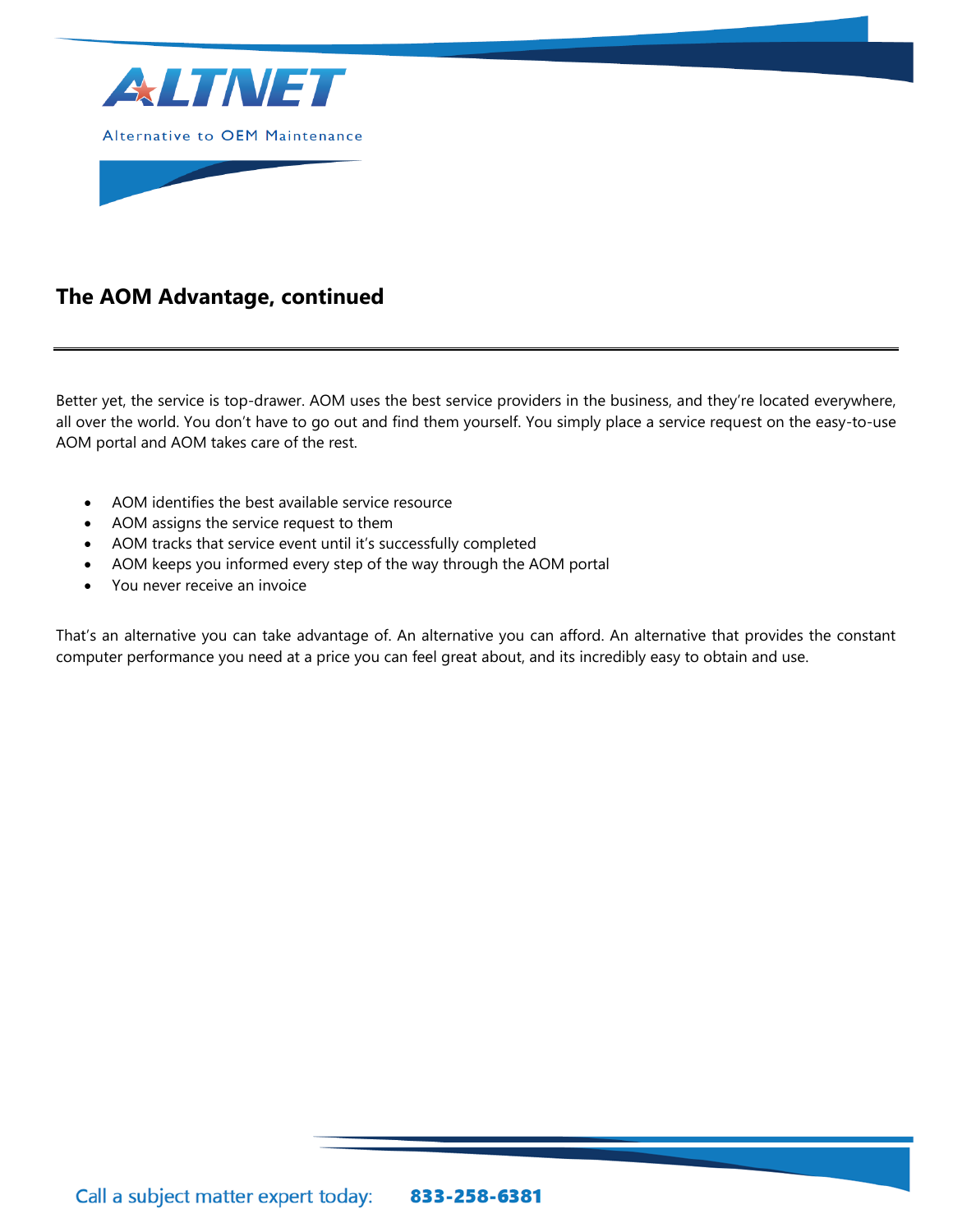ALTNET

Alternative to OEM Maintenance

## The AOM Advantage, continued

---

Better yet, the service is top-drawer. AOM uses the best service providers in the business, and they're located everywhere, all over the world. You don't have to go out and find them yourself. You simply place a service request on the easy-to-use AOM portal and AOM takes care of the rest.

- AOM identifies the best available service resource
- AOM assigns the service request to them
- AOM tracks that service event until it's successfully completed
- AOM keeps you informed every step of the way through the AOM portal
- You never receive an invoice

That's an alternative you can take advantage of. An alternative you can afford. An alternative that provides the constant computer performance you need at a price you can feel great about, and its incredibly easy to obtain and use.

Call a subject matter expert today: **833-258-6381**